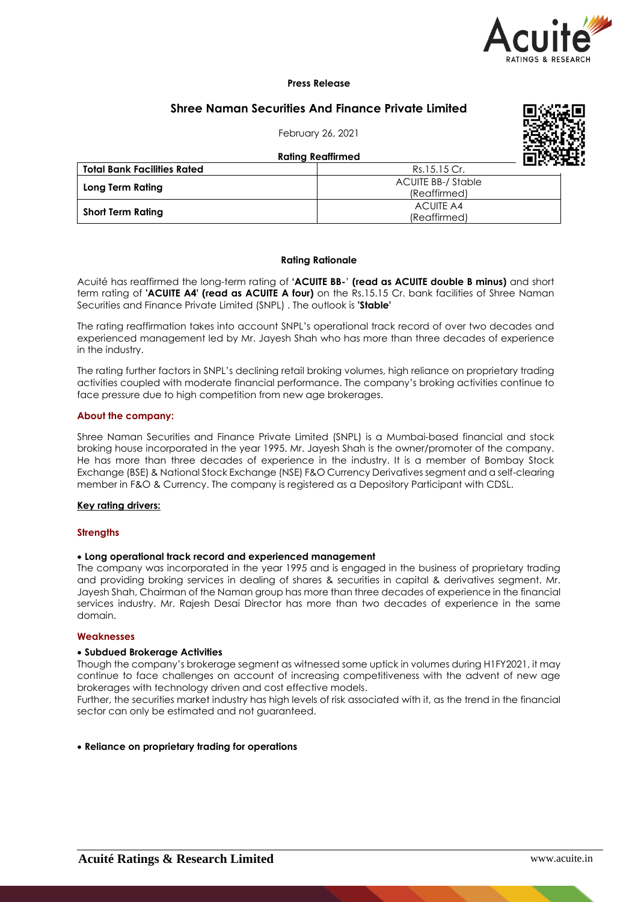**Press Release**

# Shree Naman Securities And Finance Private Limited

February 26, 2021

**Rating Reaffirmed**

| **Total Bank Facilities Rated** | Rs.15.15 Cr. |
|---|---|
| **Long Term Rating** | ACUITE BB-/ Stable (Reaffirmed) |
| **Short Term Rating** | ACUITE A4 (Reaffirmed) |

## Rating Rationale

Acuité has reaffirmed the long-term rating of **'ACUITE BB-' (read as ACUITE double B minus)** and short term rating of **'ACUITE A4' (read as ACUITE A four)** on the Rs.15.15 Cr. bank facilities of Shree Naman Securities and Finance Private Limited (SNPL) . The outlook is **'Stable'**

The rating reaffirmation takes into account SNPL's operational track record of over two decades and experienced management led by Mr. Jayesh Shah who has more than three decades of experience in the industry.

The rating further factors in SNPL's declining retail broking volumes, high reliance on proprietary trading activities coupled with moderate financial performance. The company's broking activities continue to face pressure due to high competition from new age brokerages.

### About the company:

Shree Naman Securities and Finance Private Limited (SNPL) is a Mumbai-based financial and stock broking house incorporated in the year 1995. Mr. Jayesh Shah is the owner/promoter of the company. He has more than three decades of experience in the industry. It is a member of Bombay Stock Exchange (BSE) & National Stock Exchange (NSE) F&O Currency Derivatives segment and a self-clearing member in F&O & Currency. The company is registered as a Depository Participant with CDSL.

### Key rating drivers:

### Strengths

- **Long operational track record and experienced management**

The company was incorporated in the year 1995 and is engaged in the business of proprietary trading and providing broking services in dealing of shares & securities in capital & derivatives segment. Mr. Jayesh Shah, Chairman of the Naman group has more than three decades of experience in the financial services industry. Mr. Rajesh Desai Director has more than two decades of experience in the same domain.

### Weaknesses

- **Subdued Brokerage Activities**

Though the company's brokerage segment as witnessed some uptick in volumes during H1FY2021, it may continue to face challenges on account of increasing competitiveness with the advent of new age brokerages with technology driven and cost effective models.

Further, the securities market industry has high levels of risk associated with it, as the trend in the financial sector can only be estimated and not guaranteed.

- **Reliance on proprietary trading for operations**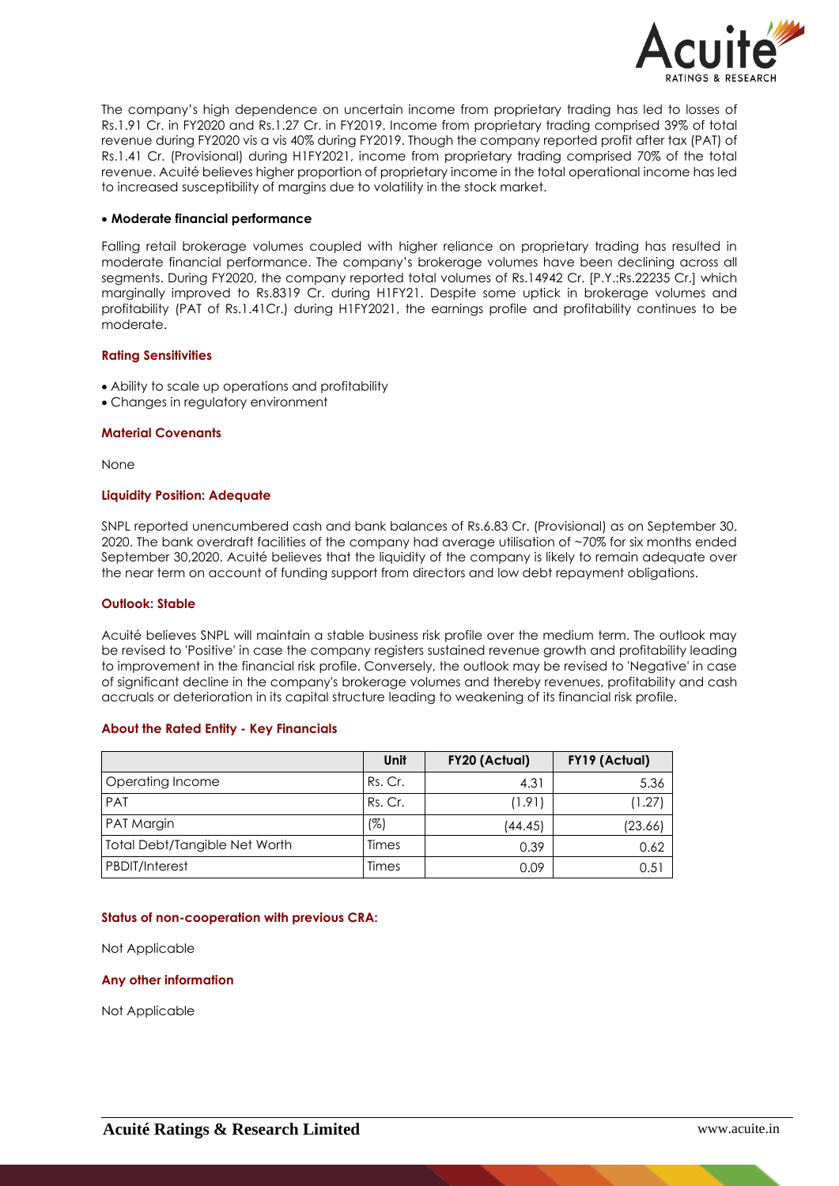The company's high dependence on uncertain income from proprietary trading has led to losses of Rs.1.91 Cr. in FY2020 and Rs.1.27 Cr. in FY2019. Income from proprietary trading comprised 39% of total revenue during FY2020 vis a vis 40% during FY2019. Though the company reported profit after tax (PAT) of Rs.1.41 Cr. (Provisional) during H1FY2021, income from proprietary trading comprised 70% of the total revenue. Acuité believes higher proportion of proprietary income in the total operational income has led to increased susceptibility of margins due to volatility in the stock market.

- **Moderate financial performance**

Falling retail brokerage volumes coupled with higher reliance on proprietary trading has resulted in moderate financial performance. The company's brokerage volumes have been declining across all segments. During FY2020, the company reported total volumes of Rs.14942 Cr. [P.Y.:Rs.22235 Cr.] which marginally improved to Rs.8319 Cr. during H1FY21. Despite some uptick in brokerage volumes and profitability (PAT of Rs.1.41Cr.) during H1FY2021, the earnings profile and profitability continues to be moderate.

### Rating Sensitivities

- Ability to scale up operations and profitability
- Changes in regulatory environment

### Material Covenants

None

### Liquidity Position: Adequate

SNPL reported unencumbered cash and bank balances of Rs.6.83 Cr. (Provisional) as on September 30, 2020. The bank overdraft facilities of the company had average utilisation of ~70% for six months ended September 30,2020. Acuité believes that the liquidity of the company is likely to remain adequate over the near term on account of funding support from directors and low debt repayment obligations.

### Outlook: Stable

Acuité believes SNPL will maintain a stable business risk profile over the medium term. The outlook may be revised to 'Positive' in case the company registers sustained revenue growth and profitability leading to improvement in the financial risk profile. Conversely, the outlook may be revised to 'Negative' in case of significant decline in the company's brokerage volumes and thereby revenues, profitability and cash accruals or deterioration in its capital structure leading to weakening of its financial risk profile.

### About the Rated Entity - Key Financials

| | Unit | FY20 (Actual) | FY19 (Actual) |
|---|---|---|---|
| Operating Income | Rs. Cr. | 4.31 | 5.36 |
| PAT | Rs. Cr. | (1.91) | (1.27) |
| PAT Margin | (%) | (44.45) | (23.66) |
| Total Debt/Tangible Net Worth | Times | 0.39 | 0.62 |
| PBDIT/Interest | Times | 0.09 | 0.51 |

### Status of non-cooperation with previous CRA:

Not Applicable

### Any other information

Not Applicable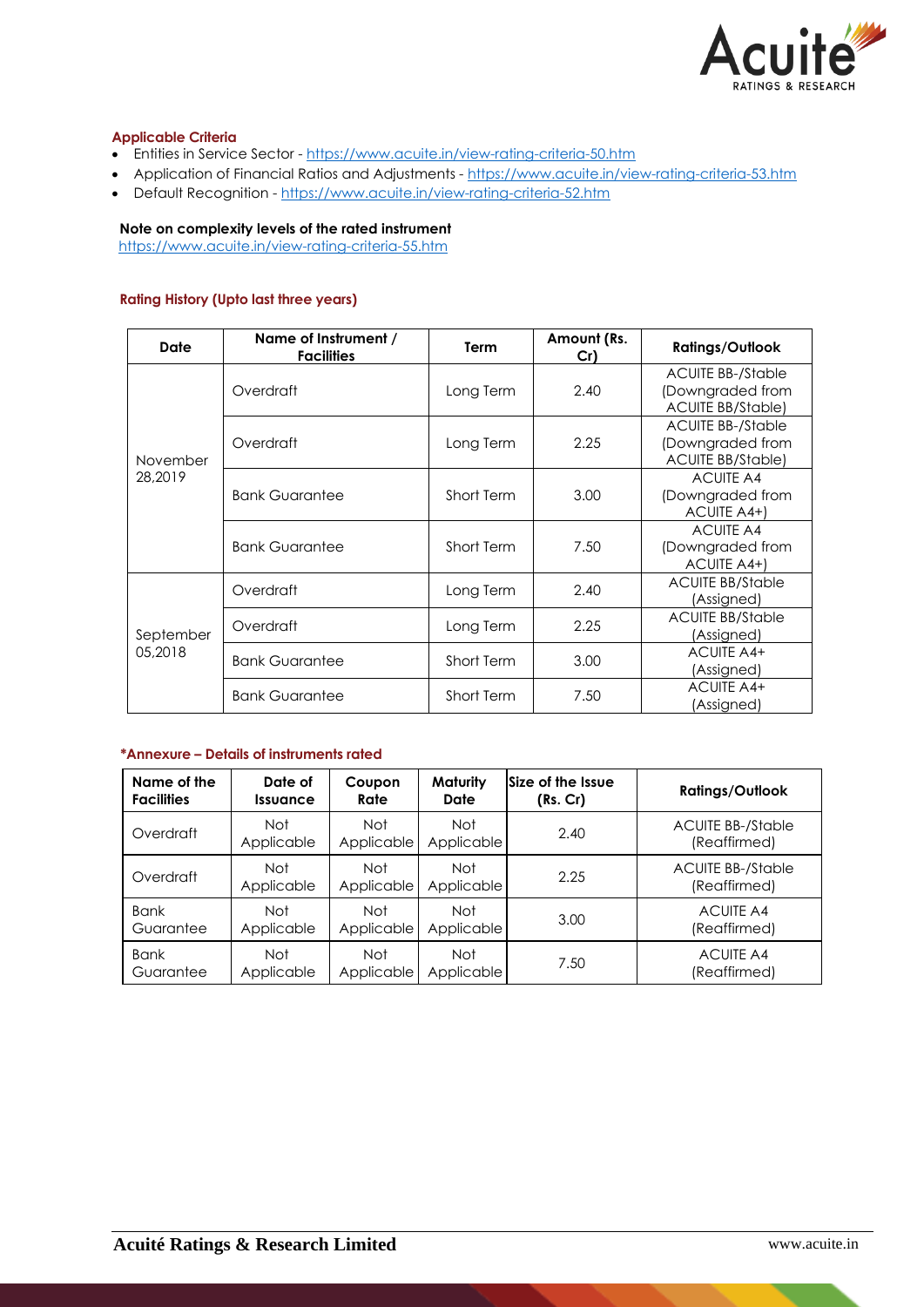**Applicable Criteria**

- Entities in Service Sector - https://www.acuite.in/view-rating-criteria-50.htm
- Application of Financial Ratios and Adjustments - https://www.acuite.in/view-rating-criteria-53.htm
- Default Recognition - https://www.acuite.in/view-rating-criteria-52.htm

**Note on complexity levels of the rated instrument**
https://www.acuite.in/view-rating-criteria-55.htm

**Rating History (Upto last three years)**

| Date | Name of Instrument / Facilities | Term | Amount (Rs. Cr) | Ratings/Outlook |
|---|---|---|---|---|
| November 28,2019 | Overdraft | Long Term | 2.40 | ACUITE BB-/Stable (Downgraded from ACUITE BB/Stable) |
| | Overdraft | Long Term | 2.25 | ACUITE BB-/Stable (Downgraded from ACUITE BB/Stable) |
| | Bank Guarantee | Short Term | 3.00 | ACUITE A4 (Downgraded from ACUITE A4+) |
| | Bank Guarantee | Short Term | 7.50 | ACUITE A4 (Downgraded from ACUITE A4+) |
| September 05,2018 | Overdraft | Long Term | 2.40 | ACUITE BB/Stable (Assigned) |
| | Overdraft | Long Term | 2.25 | ACUITE BB/Stable (Assigned) |
| | Bank Guarantee | Short Term | 3.00 | ACUITE A4+ (Assigned) |
| | Bank Guarantee | Short Term | 7.50 | ACUITE A4+ (Assigned) |

**\*Annexure – Details of instruments rated**

| Name of the Facilities | Date of Issuance | Coupon Rate | Maturity Date | Size of the Issue (Rs. Cr) | Ratings/Outlook |
|---|---|---|---|---|---|
| Overdraft | Not Applicable | Not Applicable | Not Applicable | 2.40 | ACUITE BB-/Stable (Reaffirmed) |
| Overdraft | Not Applicable | Not Applicable | Not Applicable | 2.25 | ACUITE BB-/Stable (Reaffirmed) |
| Bank Guarantee | Not Applicable | Not Applicable | Not Applicable | 3.00 | ACUITE A4 (Reaffirmed) |
| Bank Guarantee | Not Applicable | Not Applicable | Not Applicable | 7.50 | ACUITE A4 (Reaffirmed) |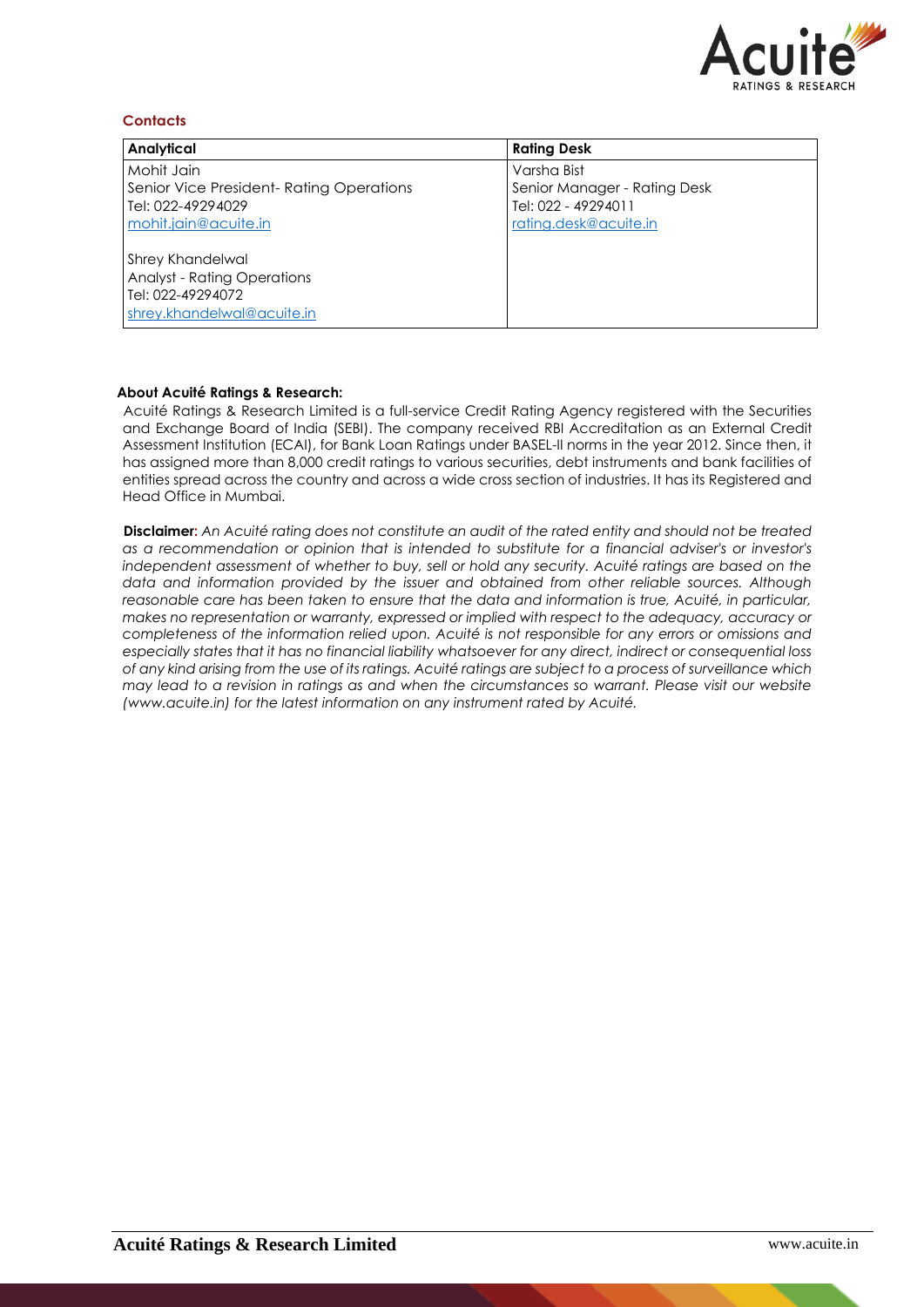### Contacts

| Analytical | Rating Desk |
|---|---|
| Mohit Jain<br>Senior Vice President- Rating Operations<br>Tel: 022-49294029<br>mohit.jain@acuite.in<br><br>Shrey Khandelwal<br>Analyst - Rating Operations<br>Tel: 022-49294072<br>shrey.khandelwal@acuite.in | Varsha Bist<br>Senior Manager - Rating Desk<br>Tel: 022 - 49294011<br>rating.desk@acuite.in |

**About Acuité Ratings & Research:**

Acuité Ratings & Research Limited is a full-service Credit Rating Agency registered with the Securities and Exchange Board of India (SEBI). The company received RBI Accreditation as an External Credit Assessment Institution (ECAI), for Bank Loan Ratings under BASEL-II norms in the year 2012. Since then, it has assigned more than 8,000 credit ratings to various securities, debt instruments and bank facilities of entities spread across the country and across a wide cross section of industries. It has its Registered and Head Office in Mumbai.

**Disclaimer:** *An Acuité rating does not constitute an audit of the rated entity and should not be treated as a recommendation or opinion that is intended to substitute for a financial adviser's or investor's independent assessment of whether to buy, sell or hold any security. Acuité ratings are based on the data and information provided by the issuer and obtained from other reliable sources. Although reasonable care has been taken to ensure that the data and information is true, Acuité, in particular, makes no representation or warranty, expressed or implied with respect to the adequacy, accuracy or completeness of the information relied upon. Acuité is not responsible for any errors or omissions and especially states that it has no financial liability whatsoever for any direct, indirect or consequential loss of any kind arising from the use of its ratings. Acuité ratings are subject to a process of surveillance which may lead to a revision in ratings as and when the circumstances so warrant. Please visit our website (www.acuite.in) for the latest information on any instrument rated by Acuité.*